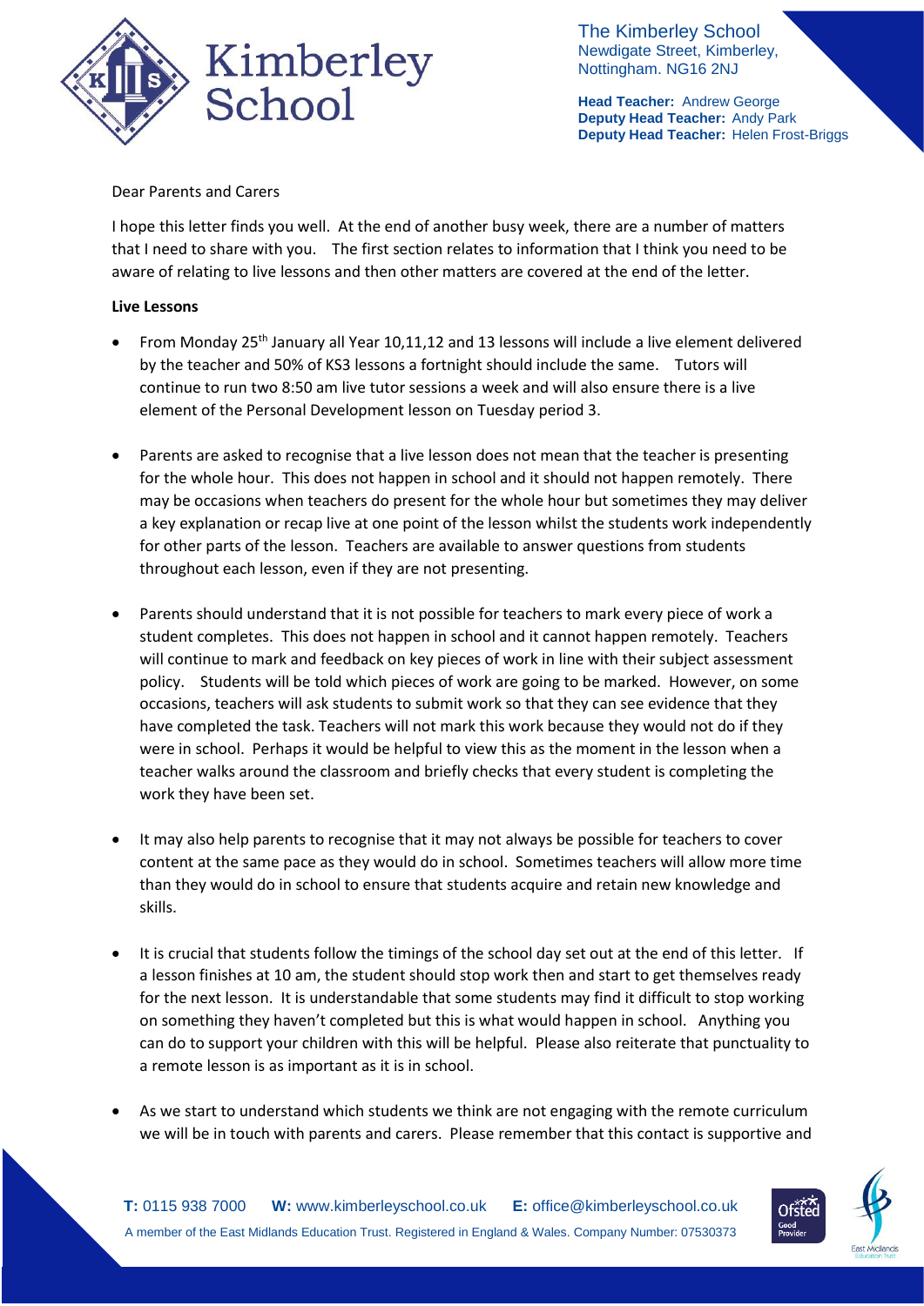The Kimberley School
Newdigate Street, Kimberley,
Nottingham. NG16 2NJ

**Head Teacher:** Andrew George
**Deputy Head Teacher:** Andy Park
**Deputy Head Teacher:** Helen Frost-Briggs

Dear Parents and Carers

I hope this letter finds you well. At the end of another busy week, there are a number of matters that I need to share with you. The first section relates to information that I think you need to be aware of relating to live lessons and then other matters are covered at the end of the letter.

**Live Lessons**

- From Monday 25th January all Year 10,11,12 and 13 lessons will include a live element delivered by the teacher and 50% of KS3 lessons a fortnight should include the same. Tutors will continue to run two 8:50 am live tutor sessions a week and will also ensure there is a live element of the Personal Development lesson on Tuesday period 3.

- Parents are asked to recognise that a live lesson does not mean that the teacher is presenting for the whole hour. This does not happen in school and it should not happen remotely. There may be occasions when teachers do present for the whole hour but sometimes they may deliver a key explanation or recap live at one point of the lesson whilst the students work independently for other parts of the lesson. Teachers are available to answer questions from students throughout each lesson, even if they are not presenting.

- Parents should understand that it is not possible for teachers to mark every piece of work a student completes. This does not happen in school and it cannot happen remotely. Teachers will continue to mark and feedback on key pieces of work in line with their subject assessment policy. Students will be told which pieces of work are going to be marked. However, on some occasions, teachers will ask students to submit work so that they can see evidence that they have completed the task. Teachers will not mark this work because they would not do if they were in school. Perhaps it would be helpful to view this as the moment in the lesson when a teacher walks around the classroom and briefly checks that every student is completing the work they have been set.

- It may also help parents to recognise that it may not always be possible for teachers to cover content at the same pace as they would do in school. Sometimes teachers will allow more time than they would do in school to ensure that students acquire and retain new knowledge and skills.

- It is crucial that students follow the timings of the school day set out at the end of this letter. If a lesson finishes at 10 am, the student should stop work then and start to get themselves ready for the next lesson. It is understandable that some students may find it difficult to stop working on something they haven't completed but this is what would happen in school. Anything you can do to support your children with this will be helpful. Please also reiterate that punctuality to a remote lesson is as important as it is in school.

- As we start to understand which students we think are not engaging with the remote curriculum we will be in touch with parents and carers. Please remember that this contact is supportive and

**T:** 0115 938 7000 **W:** www.kimberleyschool.co.uk **E:** office@kimberleyschool.co.uk
A member of the East Midlands Education Trust. Registered in England & Wales. Company Number: 07530373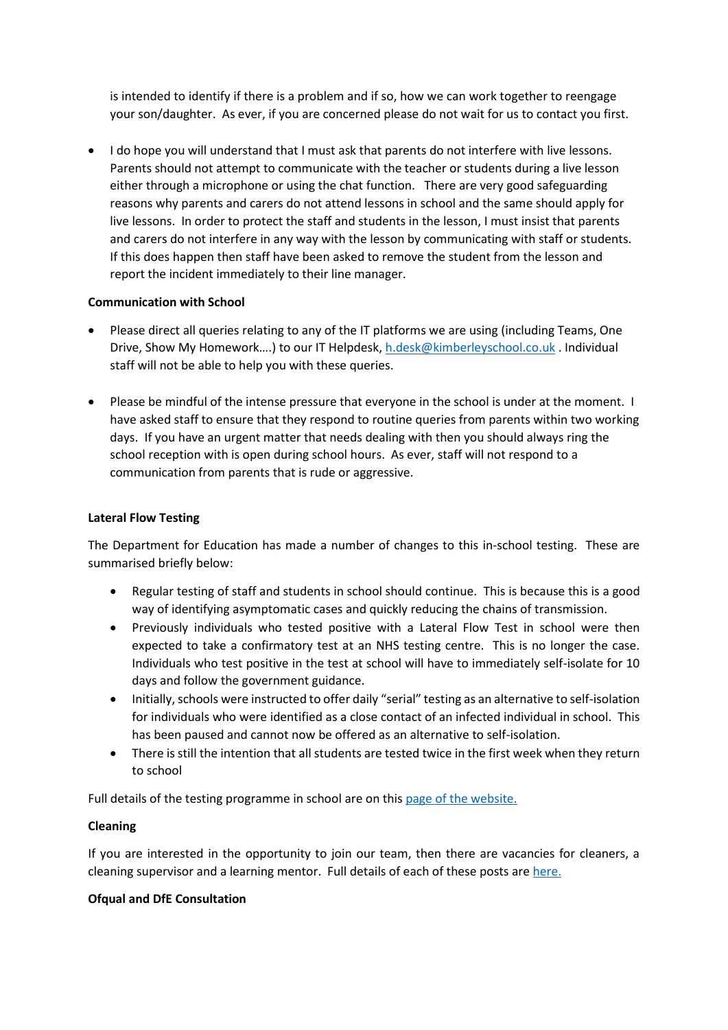is intended to identify if there is a problem and if so, how we can work together to reengage your son/daughter. As ever, if you are concerned please do not wait for us to contact you first.

- I do hope you will understand that I must ask that parents do not interfere with live lessons. Parents should not attempt to communicate with the teacher or students during a live lesson either through a microphone or using the chat function. There are very good safeguarding reasons why parents and carers do not attend lessons in school and the same should apply for live lessons. In order to protect the staff and students in the lesson, I must insist that parents and carers do not interfere in any way with the lesson by communicating with staff or students. If this does happen then staff have been asked to remove the student from the lesson and report the incident immediately to their line manager.

**Communication with School**

- Please direct all queries relating to any of the IT platforms we are using (including Teams, One Drive, Show My Homework….) to our IT Helpdesk, h.desk@kimberleyschool.co.uk . Individual staff will not be able to help you with these queries.

- Please be mindful of the intense pressure that everyone in the school is under at the moment. I have asked staff to ensure that they respond to routine queries from parents within two working days. If you have an urgent matter that needs dealing with then you should always ring the school reception with is open during school hours. As ever, staff will not respond to a communication from parents that is rude or aggressive.

**Lateral Flow Testing**

The Department for Education has made a number of changes to this in-school testing. These are summarised briefly below:

- Regular testing of staff and students in school should continue. This is because this is a good way of identifying asymptomatic cases and quickly reducing the chains of transmission.
- Previously individuals who tested positive with a Lateral Flow Test in school were then expected to take a confirmatory test at an NHS testing centre. This is no longer the case. Individuals who test positive in the test at school will have to immediately self-isolate for 10 days and follow the government guidance.
- Initially, schools were instructed to offer daily "serial" testing as an alternative to self-isolation for individuals who were identified as a close contact of an infected individual in school. This has been paused and cannot now be offered as an alternative to self-isolation.
- There is still the intention that all students are tested twice in the first week when they return to school

Full details of the testing programme in school are on this page of the website.

**Cleaning**

If you are interested in the opportunity to join our team, then there are vacancies for cleaners, a cleaning supervisor and a learning mentor. Full details of each of these posts are here.

**Ofqual and DfE Consultation**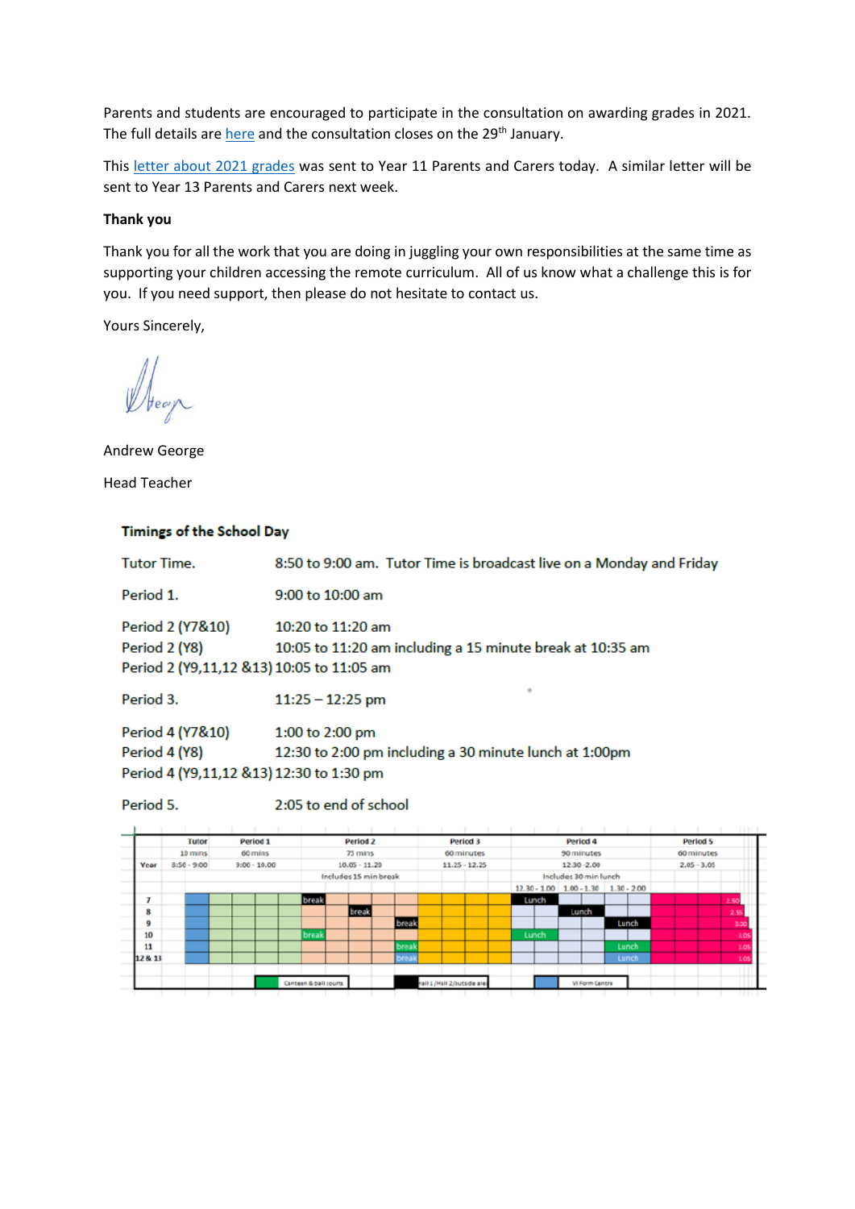Parents and students are encouraged to participate in the consultation on awarding grades in 2021. The full details are here and the consultation closes on the 29th January.

This letter about 2021 grades was sent to Year 11 Parents and Carers today. A similar letter will be sent to Year 13 Parents and Carers next week.

**Thank you**

Thank you for all the work that you are doing in juggling your own responsibilities at the same time as supporting your children accessing the remote curriculum. All of us know what a challenge this is for you. If you need support, then please do not hesitate to contact us.

Yours Sincerely,

Andrew George

Head Teacher

**Timings of the School Day**

| | |
|---|---|
| Tutor Time. | 8:50 to 9:00 am. Tutor Time is broadcast live on a Monday and Friday |
| Period 1. | 9:00 to 10:00 am |
| Period 2 (Y7&10) | 10:20 to 11:20 am |
| Period 2 (Y8) | 10:05 to 11:20 am including a 15 minute break at 10:35 am |
| Period 2 (Y9,11,12 &13) | 10:05 to 11:05 am |
| Period 3. | 11:25 – 12:25 pm |
| Period 4 (Y7&10) | 1:00 to 2:00 pm |
| Period 4 (Y8) | 12:30 to 2:00 pm including a 30 minute lunch at 1:00pm |
| Period 4 (Y9,11,12 &13) | 12:30 to 1:30 pm |
| Period 5. | 2:05 to end of school |

| Year | Tutor | Period 1 | Period 2 | Period 3 | Period 4 | Period 5 |
|---|---|---|---|---|---|---|
| | 10 mins | 60 mins | 75 mins | 60 minutes | 90 minutes | 60 minutes |
| | 8:50 - 9:00 | 9:00 - 10.00 | 10.05 - 11.20 | 11.25 - 12.25 | 12.30 -2.00 | 2.05 - 3.05 |
| | | | Includes 15 min break | | Includes 30 min lunch (12.30 - 1.00 / 1.00 - 1.30 / 1.30 - 2.00) | |
| 7 | | | break | | Lunch | 2.50 |
| 8 | | | break | | Lunch | 2.55 |
| 9 | | | break | | Lunch | 3.00 |
| 10 | | | break | | Lunch | 3.05 |
| 11 | | | break | | Lunch | 3.05 |
| 12 & 13 | | | break | | Lunch | 3.05 |

Canteen & ball courts

Hall 1/Hall 2/outside are

VI Form Centre